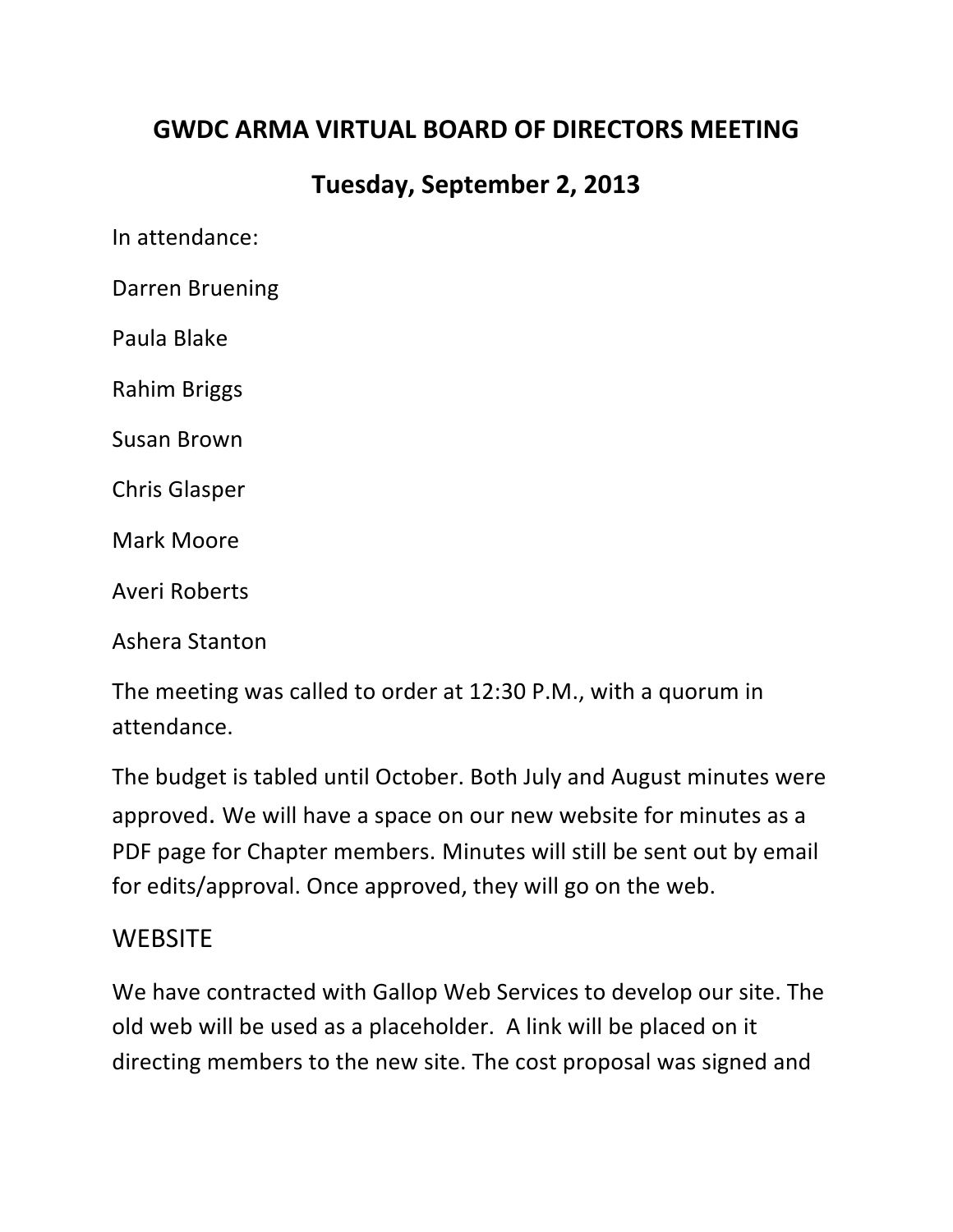# GWDC ARMA VIRTUAL BOARD OF DIRECTORS MEETING

## Tuesday, September 2, 2013

In attendance:

Darren Bruening

Paula Blake

Rahim Briggs

Susan Brown

Chris Glasper

Mark Moore

Averi Roberts

Ashera Stanton

The meeting was called to order at 12:30 P.M., with a quorum in attendance.

The budget is tabled until October. Both July and August minutes were approved. We will have a space on our new website for minutes as a PDF page for Chapter members. Minutes will still be sent out by email for edits/approval. Once approved, they will go on the web.

## WEBSITE

We have contracted with Gallop Web Services to develop our site. The old web will be used as a placeholder. A link will be placed on it directing members to the new site. The cost proposal was signed and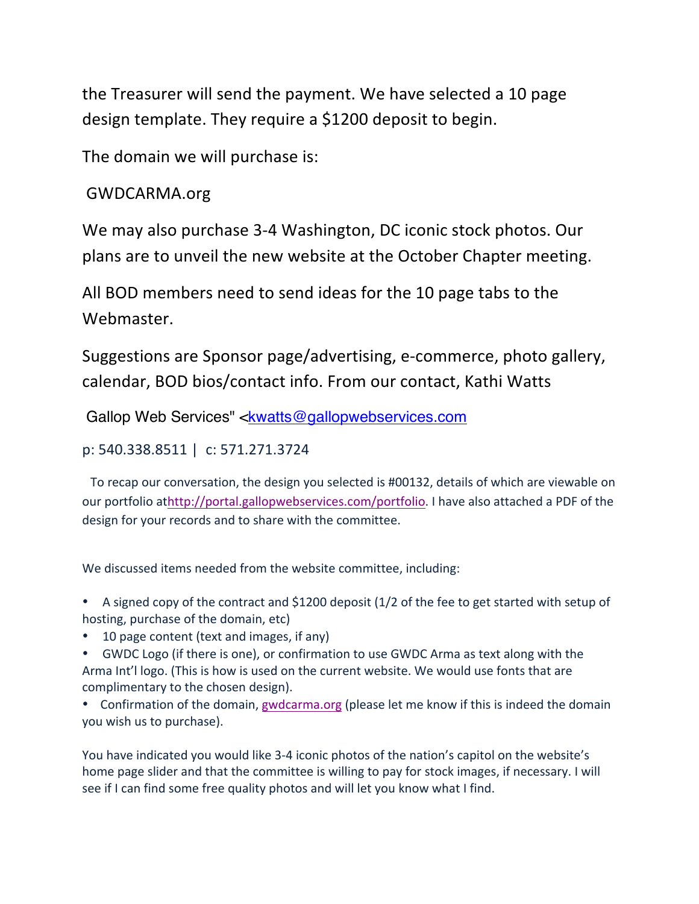the Treasurer will send the payment. We have selected a 10 page design template. They require a $1200 deposit to begin.

The domain we will purchase is:

GWDCARMA.org

We may also purchase 3-4 Washington, DC iconic stock photos. Our plans are to unveil the new website at the October Chapter meeting.

All BOD members need to send ideas for the 10 page tabs to the Webmaster.

Suggestions are Sponsor page/advertising, e-commerce, photo gallery, calendar, BOD bios/contact info. From our contact, Kathi Watts

Gallop Web Services" <kwatts@gallopwebservices.com

p: 540.338.8511 | c: 571.271.3724

To recap our conversation, the design you selected is #00132, details of which are viewable on our portfolio athttp://portal.gallopwebservices.com/portfolio. I have also attached a PDF of the design for your records and to share with the committee.

We discussed items needed from the website committee, including:

- A signed copy of the contract and $1200 deposit (1/2 of the fee to get started with setup of hosting, purchase of the domain, etc)
- 10 page content (text and images, if any)
- GWDC Logo (if there is one), or confirmation to use GWDC Arma as text along with the Arma Int'l logo. (This is how is used on the current website. We would use fonts that are complimentary to the chosen design).
- Confirmation of the domain, gwdcarma.org (please let me know if this is indeed the domain you wish us to purchase).

You have indicated you would like 3-4 iconic photos of the nation's capitol on the website's home page slider and that the committee is willing to pay for stock images, if necessary. I will see if I can find some free quality photos and will let you know what I find.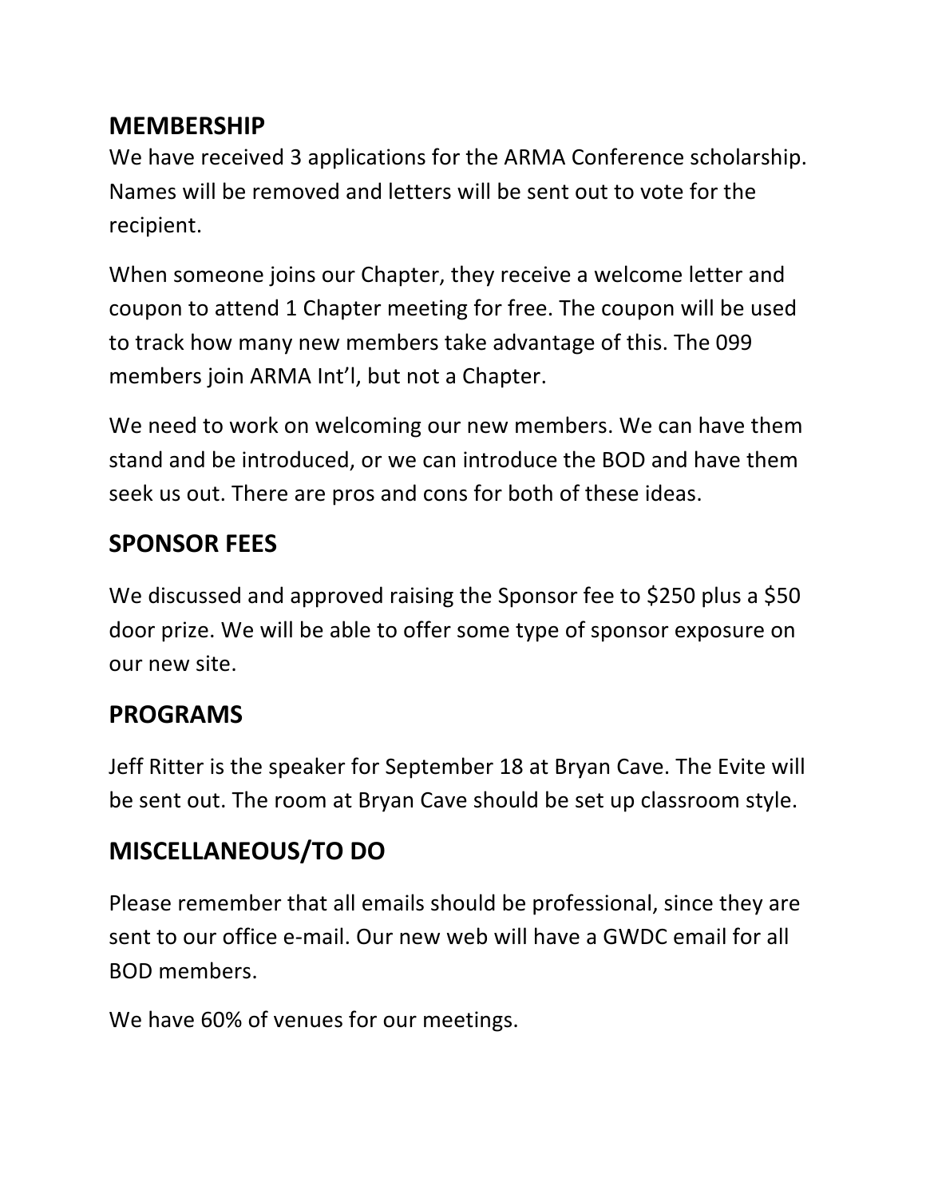## MEMBERSHIP

We have received 3 applications for the ARMA Conference scholarship. Names will be removed and letters will be sent out to vote for the recipient.

When someone joins our Chapter, they receive a welcome letter and coupon to attend 1 Chapter meeting for free. The coupon will be used to track how many new members take advantage of this. The 099 members join ARMA Int'l, but not a Chapter.

We need to work on welcoming our new members. We can have them stand and be introduced, or we can introduce the BOD and have them seek us out. There are pros and cons for both of these ideas.

## SPONSOR FEES

We discussed and approved raising the Sponsor fee to $250 plus a $50 door prize. We will be able to offer some type of sponsor exposure on our new site.

## PROGRAMS

Jeff Ritter is the speaker for September 18 at Bryan Cave. The Evite will be sent out. The room at Bryan Cave should be set up classroom style.

## MISCELLANEOUS/TO DO

Please remember that all emails should be professional, since they are sent to our office e-mail. Our new web will have a GWDC email for all BOD members.

We have 60% of venues for our meetings.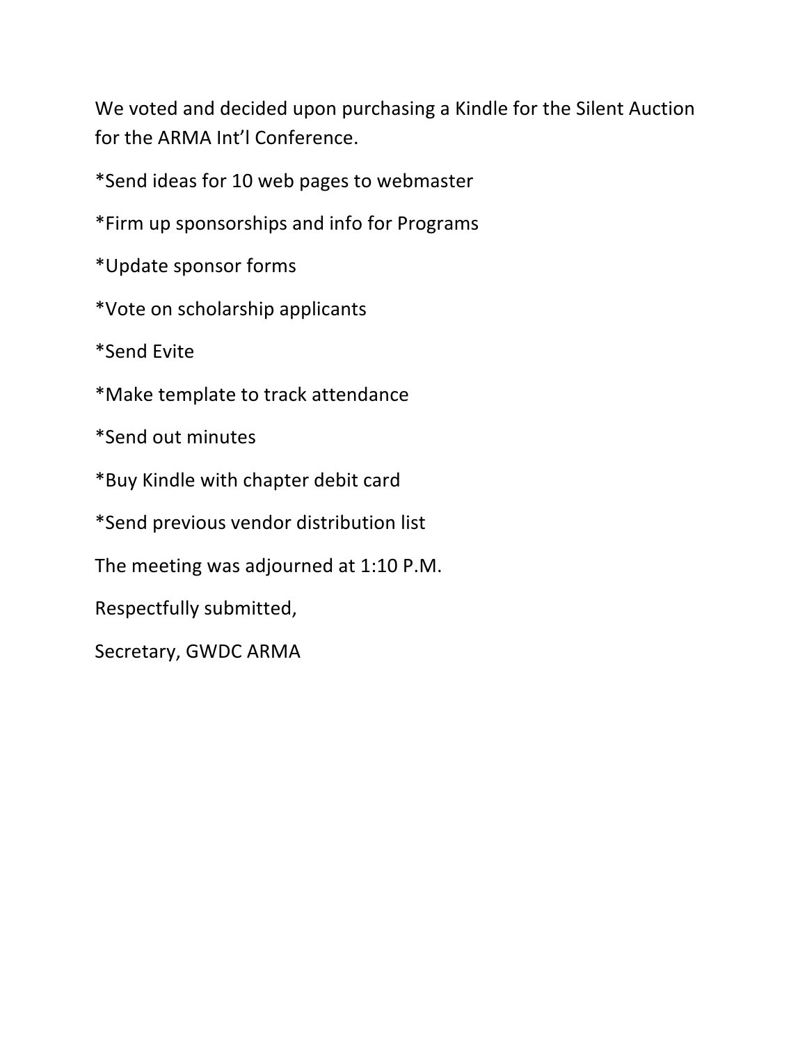We voted and decided upon purchasing a Kindle for the Silent Auction for the ARMA Int'l Conference.

*Send ideas for 10 web pages to webmaster

*Firm up sponsorships and info for Programs

*Update sponsor forms

*Vote on scholarship applicants

*Send Evite

*Make template to track attendance

*Send out minutes

*Buy Kindle with chapter debit card

*Send previous vendor distribution list

The meeting was adjourned at 1:10 P.M.

Respectfully submitted,

Secretary, GWDC ARMA